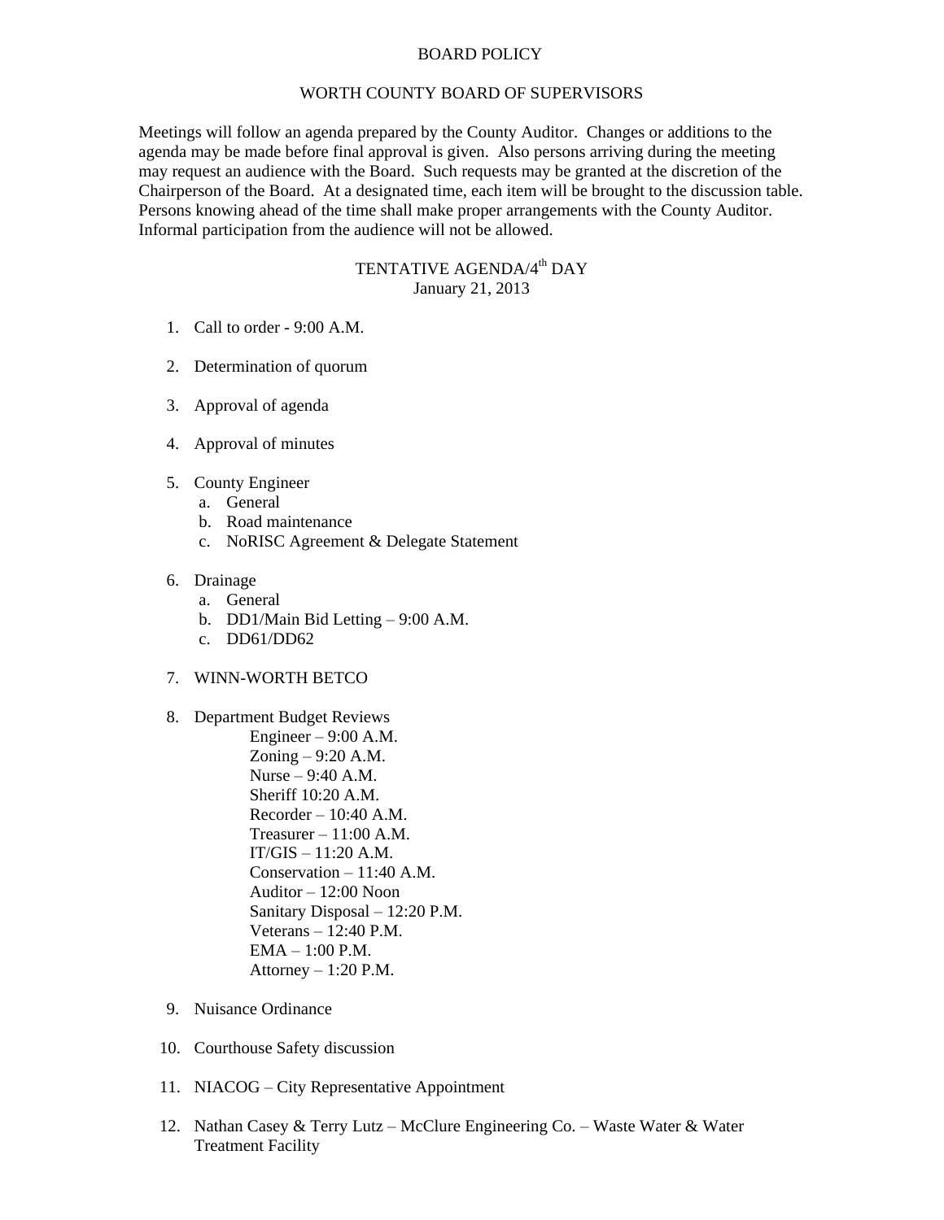# BOARD POLICY

## WORTH COUNTY BOARD OF SUPERVISORS

Meetings will follow an agenda prepared by the County Auditor. Changes or additions to the agenda may be made before final approval is given. Also persons arriving during the meeting may request an audience with the Board. Such requests may be granted at the discretion of the Chairperson of the Board. At a designated time, each item will be brought to the discussion table. Persons knowing ahead of the time shall make proper arrangements with the County Auditor. Informal participation from the audience will not be allowed.

## TENTATIVE AGENDA/4th DAY
January 21, 2013

1. Call to order - 9:00 A.M.

2. Determination of quorum

3. Approval of agenda

4. Approval of minutes

5. County Engineer
   a. General
   b. Road maintenance
   c. NoRISC Agreement & Delegate Statement

6. Drainage
   a. General
   b. DD1/Main Bid Letting – 9:00 A.M.
   c. DD61/DD62

7. WINN-WORTH BETCO

8. Department Budget Reviews
   - Engineer – 9:00 A.M.
   - Zoning – 9:20 A.M.
   - Nurse – 9:40 A.M.
   - Sheriff 10:20 A.M.
   - Recorder – 10:40 A.M.
   - Treasurer – 11:00 A.M.
   - IT/GIS – 11:20 A.M.
   - Conservation – 11:40 A.M.
   - Auditor – 12:00 Noon
   - Sanitary Disposal – 12:20 P.M.
   - Veterans – 12:40 P.M.
   - EMA – 1:00 P.M.
   - Attorney – 1:20 P.M.

9. Nuisance Ordinance

10. Courthouse Safety discussion

11. NIACOG – City Representative Appointment

12. Nathan Casey & Terry Lutz – McClure Engineering Co. – Waste Water & Water Treatment Facility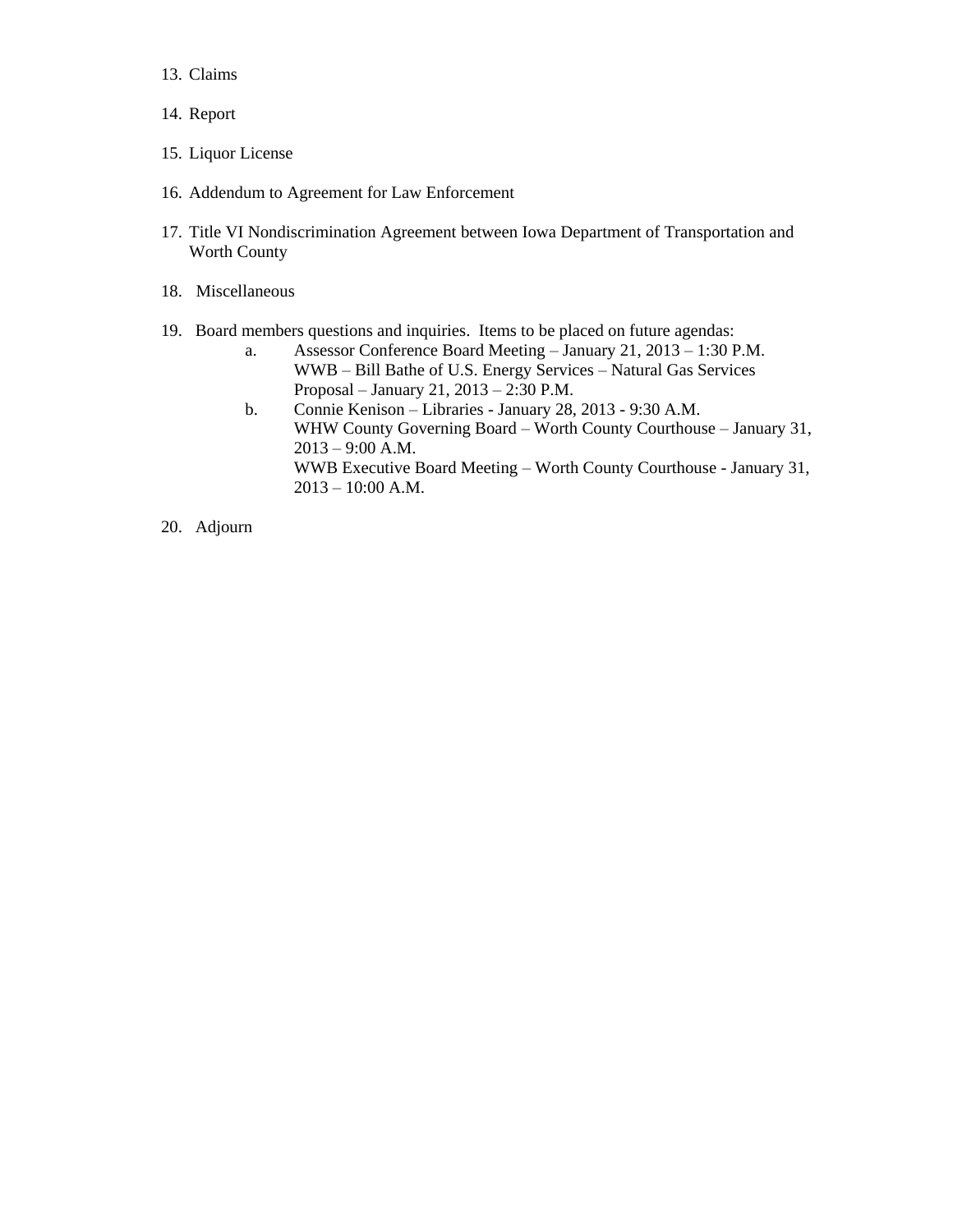13. Claims

14. Report

15. Liquor License

16. Addendum to Agreement for Law Enforcement

17. Title VI Nondiscrimination Agreement between Iowa Department of Transportation and Worth County

18. Miscellaneous

19. Board members questions and inquiries. Items to be placed on future agendas:
    a. Assessor Conference Board Meeting – January 21, 2013 – 1:30 P.M.
       WWB – Bill Bathe of U.S. Energy Services – Natural Gas Services Proposal – January 21, 2013 – 2:30 P.M.
    b. Connie Kenison – Libraries - January 28, 2013 - 9:30 A.M.
       WHW County Governing Board – Worth County Courthouse – January 31, 2013 – 9:00 A.M.
       WWB Executive Board Meeting – Worth County Courthouse - January 31, 2013 – 10:00 A.M.

20. Adjourn